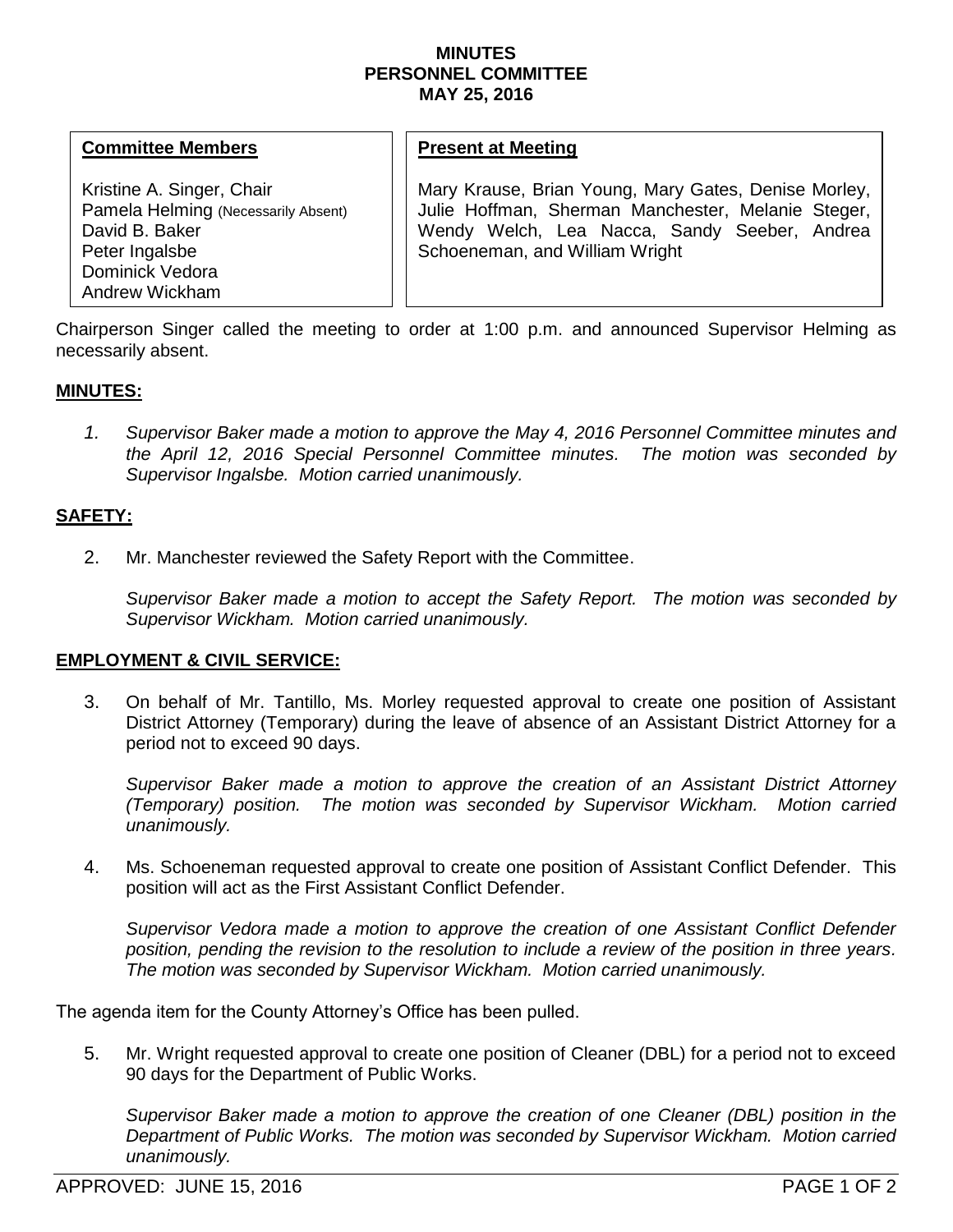**MINUTES**
**PERSONNEL COMMITTEE**
**MAY 25, 2016**

| **Committee Members** | **Present at Meeting** |
|---|---|
| Kristine A. Singer, Chair<br>Pamela Helming (Necessarily Absent)<br>David B. Baker<br>Peter Ingalsbe<br>Dominick Vedora<br>Andrew Wickham | Mary Krause, Brian Young, Mary Gates, Denise Morley, Julie Hoffman, Sherman Manchester, Melanie Steger, Wendy Welch, Lea Nacca, Sandy Seeber, Andrea Schoeneman, and William Wright |

Chairperson Singer called the meeting to order at 1:00 p.m. and announced Supervisor Helming as necessarily absent.

**MINUTES:**

1. *Supervisor Baker made a motion to approve the May 4, 2016 Personnel Committee minutes and the April 12, 2016 Special Personnel Committee minutes. The motion was seconded by Supervisor Ingalsbe. Motion carried unanimously.*

**SAFETY:**

2. Mr. Manchester reviewed the Safety Report with the Committee.

   *Supervisor Baker made a motion to accept the Safety Report. The motion was seconded by Supervisor Wickham. Motion carried unanimously.*

**EMPLOYMENT & CIVIL SERVICE:**

3. On behalf of Mr. Tantillo, Ms. Morley requested approval to create one position of Assistant District Attorney (Temporary) during the leave of absence of an Assistant District Attorney for a period not to exceed 90 days.

   *Supervisor Baker made a motion to approve the creation of an Assistant District Attorney (Temporary) position. The motion was seconded by Supervisor Wickham. Motion carried unanimously.*

4. Ms. Schoeneman requested approval to create one position of Assistant Conflict Defender. This position will act as the First Assistant Conflict Defender.

   *Supervisor Vedora made a motion to approve the creation of one Assistant Conflict Defender position, pending the revision to the resolution to include a review of the position in three years. The motion was seconded by Supervisor Wickham. Motion carried unanimously.*

The agenda item for the County Attorney's Office has been pulled.

5. Mr. Wright requested approval to create one position of Cleaner (DBL) for a period not to exceed 90 days for the Department of Public Works.

   *Supervisor Baker made a motion to approve the creation of one Cleaner (DBL) position in the Department of Public Works. The motion was seconded by Supervisor Wickham. Motion carried unanimously.*

APPROVED: JUNE 15, 2016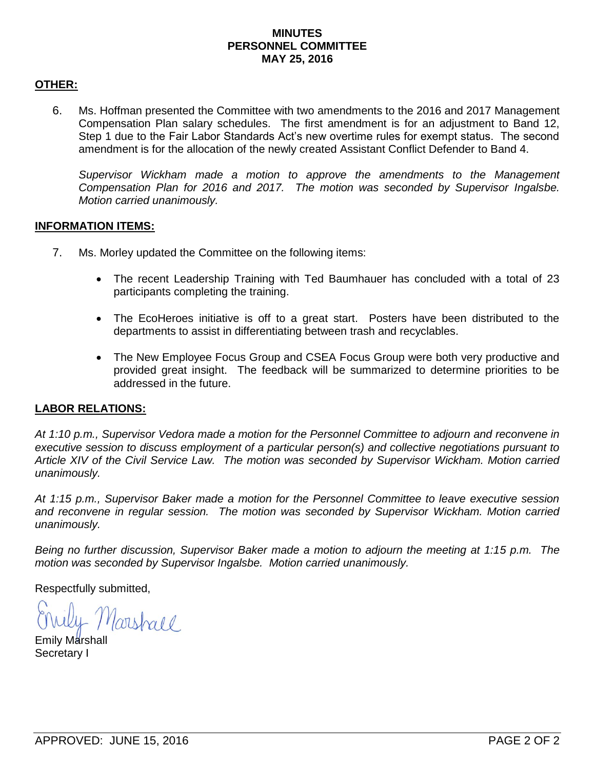**MINUTES**
**PERSONNEL COMMITTEE**
**MAY 25, 2016**

## OTHER:

6. Ms. Hoffman presented the Committee with two amendments to the 2016 and 2017 Management Compensation Plan salary schedules. The first amendment is for an adjustment to Band 12, Step 1 due to the Fair Labor Standards Act's new overtime rules for exempt status. The second amendment is for the allocation of the newly created Assistant Conflict Defender to Band 4.

   *Supervisor Wickham made a motion to approve the amendments to the Management Compensation Plan for 2016 and 2017. The motion was seconded by Supervisor Ingalsbe. Motion carried unanimously.*

## INFORMATION ITEMS:

7. Ms. Morley updated the Committee on the following items:

   - The recent Leadership Training with Ted Baumhauer has concluded with a total of 23 participants completing the training.

   - The EcoHeroes initiative is off to a great start. Posters have been distributed to the departments to assist in differentiating between trash and recyclables.

   - The New Employee Focus Group and CSEA Focus Group were both very productive and provided great insight. The feedback will be summarized to determine priorities to be addressed in the future.

## LABOR RELATIONS:

*At 1:10 p.m., Supervisor Vedora made a motion for the Personnel Committee to adjourn and reconvene in executive session to discuss employment of a particular person(s) and collective negotiations pursuant to Article XIV of the Civil Service Law. The motion was seconded by Supervisor Wickham. Motion carried unanimously.*

*At 1:15 p.m., Supervisor Baker made a motion for the Personnel Committee to leave executive session and reconvene in regular session. The motion was seconded by Supervisor Wickham. Motion carried unanimously.*

*Being no further discussion, Supervisor Baker made a motion to adjourn the meeting at 1:15 p.m. The motion was seconded by Supervisor Ingalsbe. Motion carried unanimously.*

Respectfully submitted,

Emily Marshall
Emily Marshall
Secretary I

APPROVED: JUNE 15, 2016